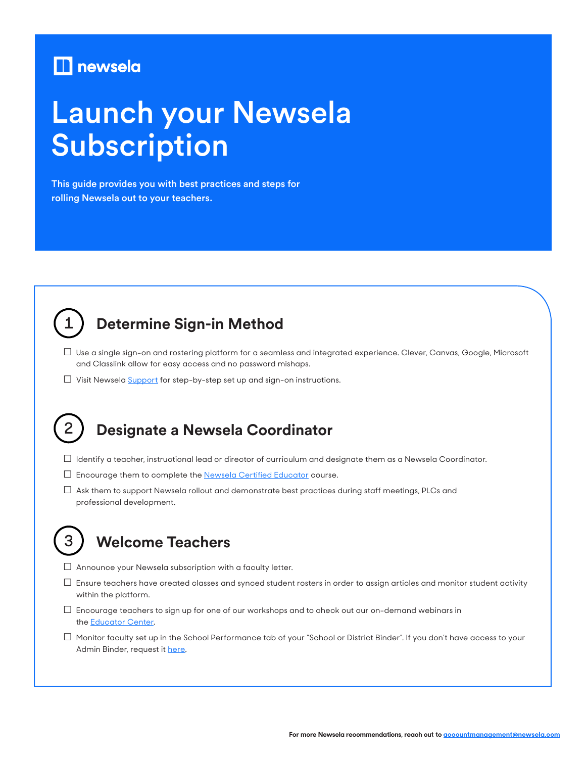newsela

# Launch your Newsela Subscription

**This guide provides you with best practices and steps for rolling Newsela out to your teachers.**

## 1 Determine Sign-in Method

- ☐ Use a single sign-on and rostering platform for a seamless and integrated experience. Clever, Canvas, Google, Microsoft and Classlink allow for easy access and no password mishaps.
- ☐ Visit Newsela Support for step-by-step set up and sign-on instructions.

## 2 Designate a Newsela Coordinator

- ☐ Identify a teacher, instructional lead or director of curriculum and designate them as a Newsela Coordinator.
- ☐ Encourage them to complete the Newsela Certified Educator course.
- ☐ Ask them to support Newsela rollout and demonstrate best practices during staff meetings, PLCs and professional development.

## 3 Welcome Teachers

- ☐ Announce your Newsela subscription with a faculty letter.
- ☐ Ensure teachers have created classes and synced student rosters in order to assign articles and monitor student activity within the platform.
- ☐ Encourage teachers to sign up for one of our workshops and to check out our on-demand webinars in the Educator Center.
- ☐ Monitor faculty set up in the School Performance tab of your "School or District Binder". If you don't have access to your Admin Binder, request it here.

**For more Newsela recommendations, reach out to accountmanagement@newsela.com**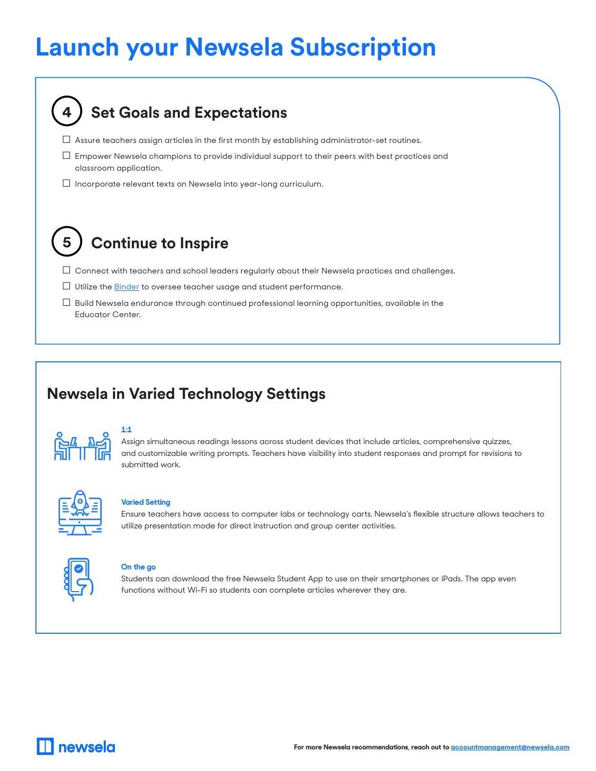# Launch your Newsela Subscription

## 4 Set Goals and Expectations

- [ ] Assure teachers assign articles in the first month by establishing administrator-set routines.
- [ ] Empower Newsela champions to provide individual support to their peers with best practices and classroom application.
- [ ] Incorporate relevant texts on Newsela into year-long curriculum.

## 5 Continue to Inspire

- [ ] Connect with teachers and school leaders regularly about their Newsela practices and challenges.
- [ ] Utilize the Binder to oversee teacher usage and student performance.
- [ ] Build Newsela endurance through continued professional learning opportunities, available in the Educator Center.

## Newsela in Varied Technology Settings

**1:1**

Assign simultaneous readings lessons across student devices that include articles, comprehensive quizzes, and customizable writing prompts. Teachers have visibility into student responses and prompt for revisions to submitted work.

**Varied Setting**

Ensure teachers have access to computer labs or technology carts. Newsela's flexible structure allows teachers to utilize presentation mode for direct instruction and group center activities.

**On the go**

Students can download the free Newsela Student App to use on their smartphones or iPads. The app even functions without Wi-Fi so students can complete articles wherever they are.

newsela

**For more Newsela recommendations, reach out to accountmanagement@newsela.com**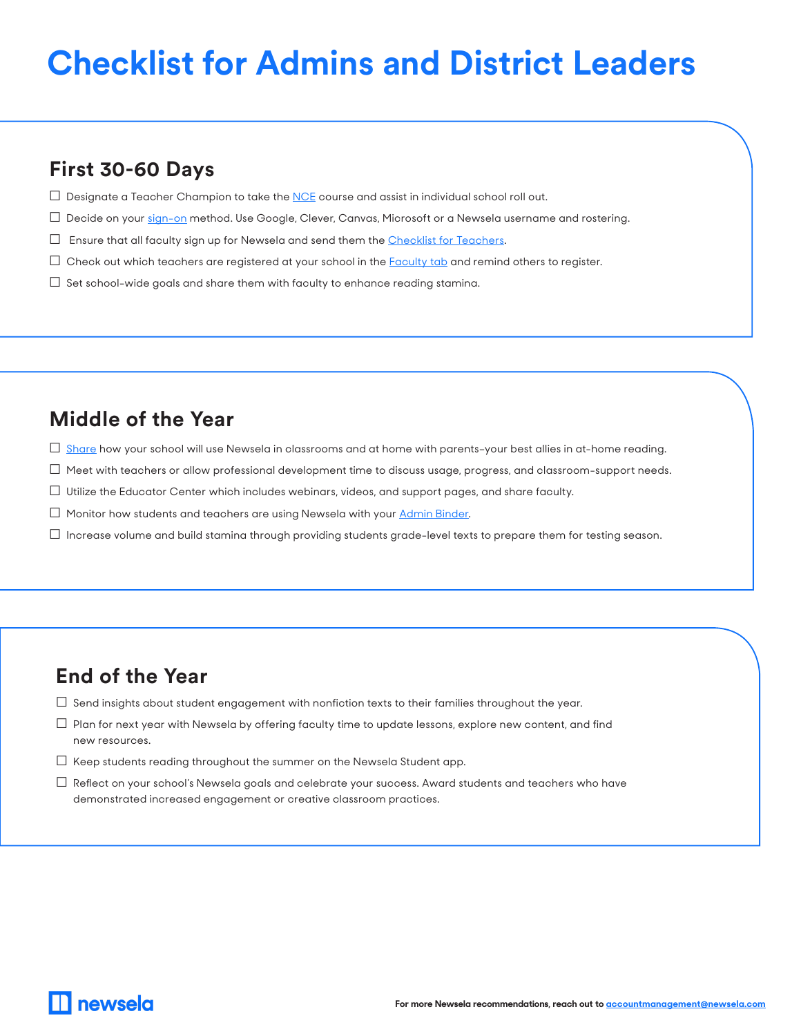# Checklist for Admins and District Leaders

## First 30-60 Days

- [ ] Designate a Teacher Champion to take the NCE course and assist in individual school roll out.
- [ ] Decide on your sign-on method. Use Google, Clever, Canvas, Microsoft or a Newsela username and rostering.
- [ ] Ensure that all faculty sign up for Newsela and send them the Checklist for Teachers.
- [ ] Check out which teachers are registered at your school in the Faculty tab and remind others to register.
- [ ] Set school-wide goals and share them with faculty to enhance reading stamina.

## Middle of the Year

- [ ] Share how your school will use Newsela in classrooms and at home with parents–your best allies in at-home reading.
- [ ] Meet with teachers or allow professional development time to discuss usage, progress, and classroom-support needs.
- [ ] Utilize the Educator Center which includes webinars, videos, and support pages, and share faculty.
- [ ] Monitor how students and teachers are using Newsela with your Admin Binder.
- [ ] Increase volume and build stamina through providing students grade-level texts to prepare them for testing season.

## End of the Year

- [ ] Send insights about student engagement with nonfiction texts to their families throughout the year.
- [ ] Plan for next year with Newsela by offering faculty time to update lessons, explore new content, and find new resources.
- [ ] Keep students reading throughout the summer on the Newsela Student app.
- [ ] Reflect on your school's Newsela goals and celebrate your success. Award students and teachers who have demonstrated increased engagement or creative classroom practices.

newsela

**For more Newsela recommendations, reach out to accountmanagement@newsela.com**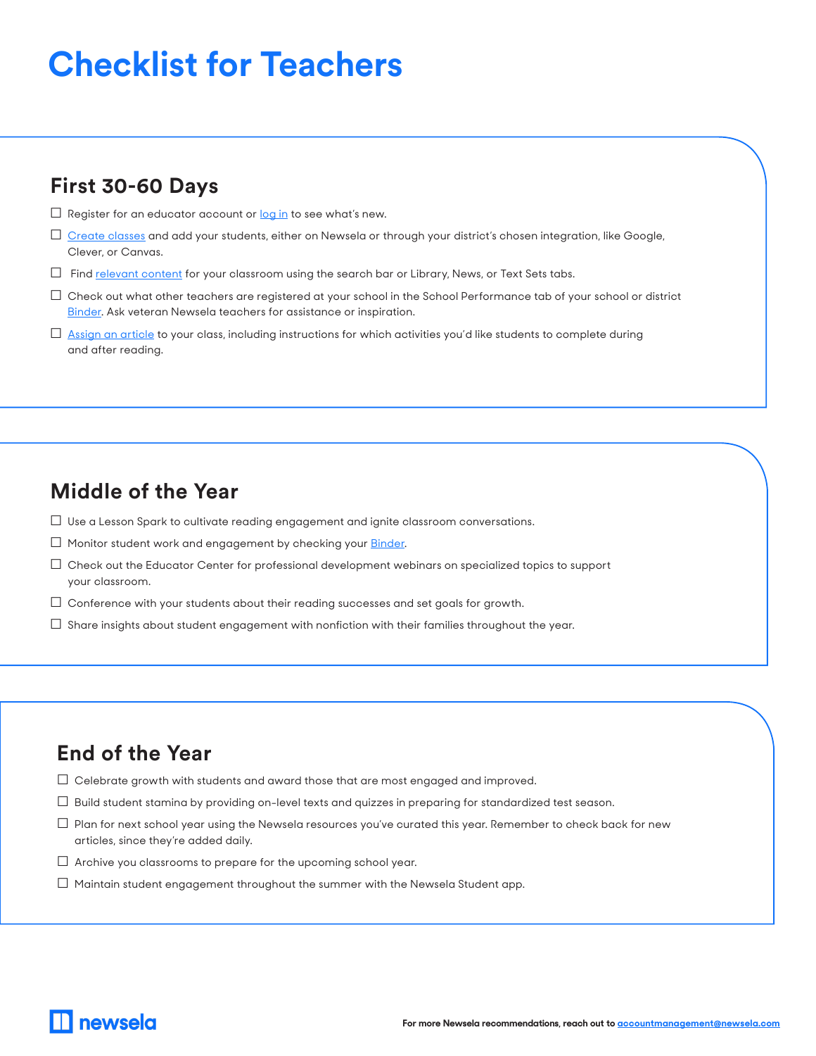# Checklist for Teachers

## First 30-60 Days

- [ ] Register for an educator account or log in to see what's new.
- [ ] Create classes and add your students, either on Newsela or through your district's chosen integration, like Google, Clever, or Canvas.
- [ ] Find relevant content for your classroom using the search bar or Library, News, or Text Sets tabs.
- [ ] Check out what other teachers are registered at your school in the School Performance tab of your school or district Binder. Ask veteran Newsela teachers for assistance or inspiration.
- [ ] Assign an article to your class, including instructions for which activities you'd like students to complete during and after reading.

## Middle of the Year

- [ ] Use a Lesson Spark to cultivate reading engagement and ignite classroom conversations.
- [ ] Monitor student work and engagement by checking your Binder.
- [ ] Check out the Educator Center for professional development webinars on specialized topics to support your classroom.
- [ ] Conference with your students about their reading successes and set goals for growth.
- [ ] Share insights about student engagement with nonfiction with their families throughout the year.

## End of the Year

- [ ] Celebrate growth with students and award those that are most engaged and improved.
- [ ] Build student stamina by providing on-level texts and quizzes in preparing for standardized test season.
- [ ] Plan for next school year using the Newsela resources you've curated this year. Remember to check back for new articles, since they're added daily.
- [ ] Archive you classrooms to prepare for the upcoming school year.
- [ ] Maintain student engagement throughout the summer with the Newsela Student app.

newsela

**For more Newsela recommendations, reach out to accountmanagement@newsela.com**